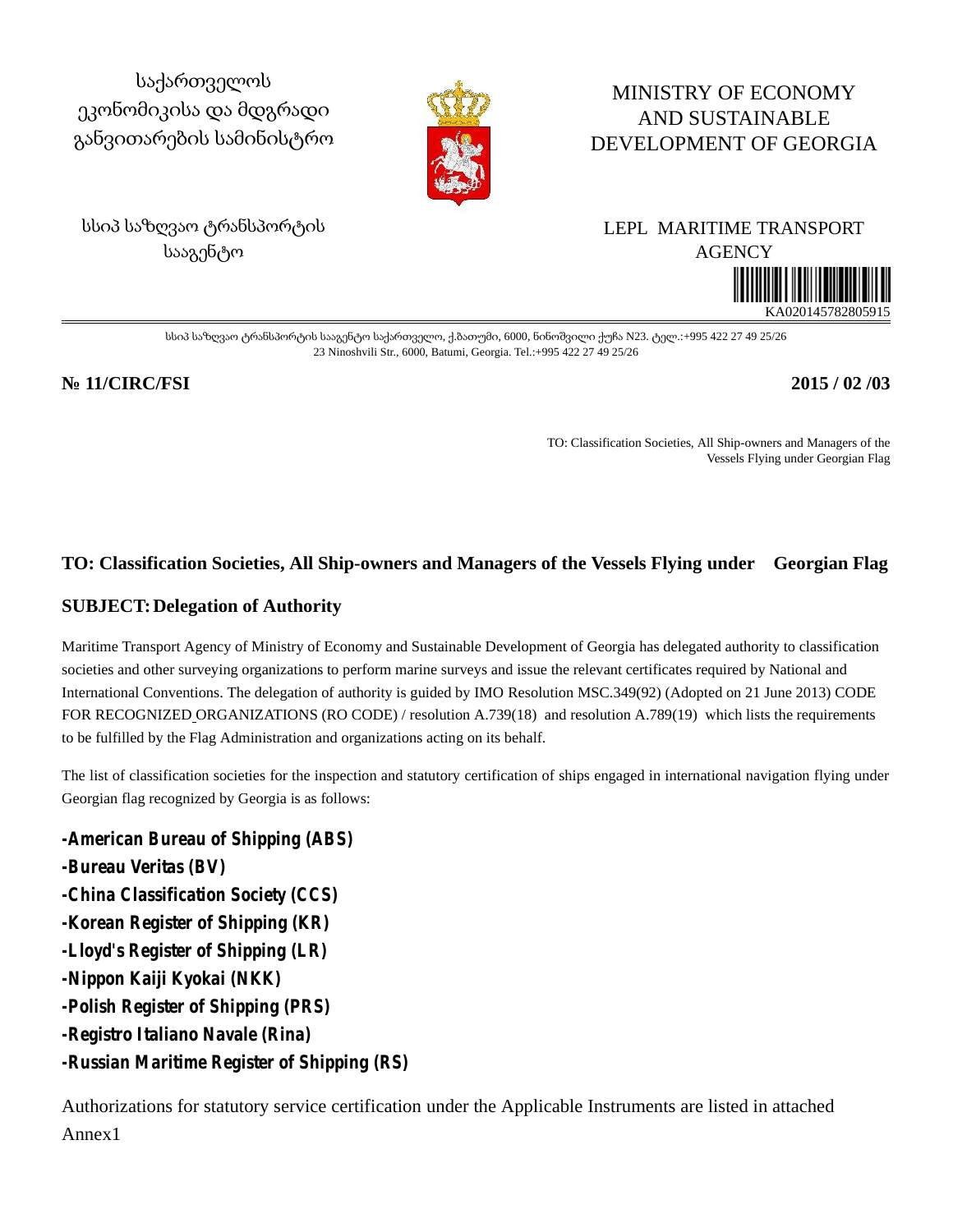საქართველოს ეკონომიკისა და მდგრადი განვითარების სამინისტრო

სსიპ საზღვაო ტრანსპორტის სააგენტო

MINISTRY OF ECONOMY AND SUSTAINABLE DEVELOPMENT OF GEORGIA

LEPL MARITIME TRANSPORT AGENCY

KA020145782805915

სსიპ საზღვაო ტრანსპორტის სააგენტო საქართველო, ქ.ბათუმი, 6000, ნინოშვილი ქუჩა N23. ტელ.:+995 422 27 49 25/26
23 Ninoshvili Str., 6000, Batumi, Georgia. Tel.:+995 422 27 49 25/26

**№ 11/CIRC/FSI** **2015 / 02 /03**

TO: Classification Societies, All Ship-owners and Managers of the Vessels Flying under Georgian Flag

**TO: Classification Societies, All Ship-owners and Managers of the Vessels Flying under Georgian Flag**

**SUBJECT: Delegation of Authority**

Maritime Transport Agency of Ministry of Economy and Sustainable Development of Georgia has delegated authority to classification societies and other surveying organizations to perform marine surveys and issue the relevant certificates required by National and International Conventions. The delegation of authority is guided by IMO Resolution MSC.349(92) (Adopted on 21 June 2013) CODE FOR RECOGNIZED ORGANIZATIONS (RO CODE) / resolution A.739(18) and resolution A.789(19) which lists the requirements to be fulfilled by the Flag Administration and organizations acting on its behalf.

The list of classification societies for the inspection and statutory certification of ships engaged in international navigation flying under Georgian flag recognized by Georgia is as follows:

**-American Bureau of Shipping (ABS)**
**-Bureau Veritas (BV)**
**-China Classification Society (CCS)**
**-Korean Register of Shipping (KR)**
**-Lloyd's Register of Shipping (LR)**
**-Nippon Kaiji Kyokai (NKK)**
**-Polish Register of Shipping (PRS)**
**-Registro Italiano Navale (Rina)**
**-Russian Maritime Register of Shipping (RS)**

Authorizations for statutory service certification under the Applicable Instruments are listed in attached Annex1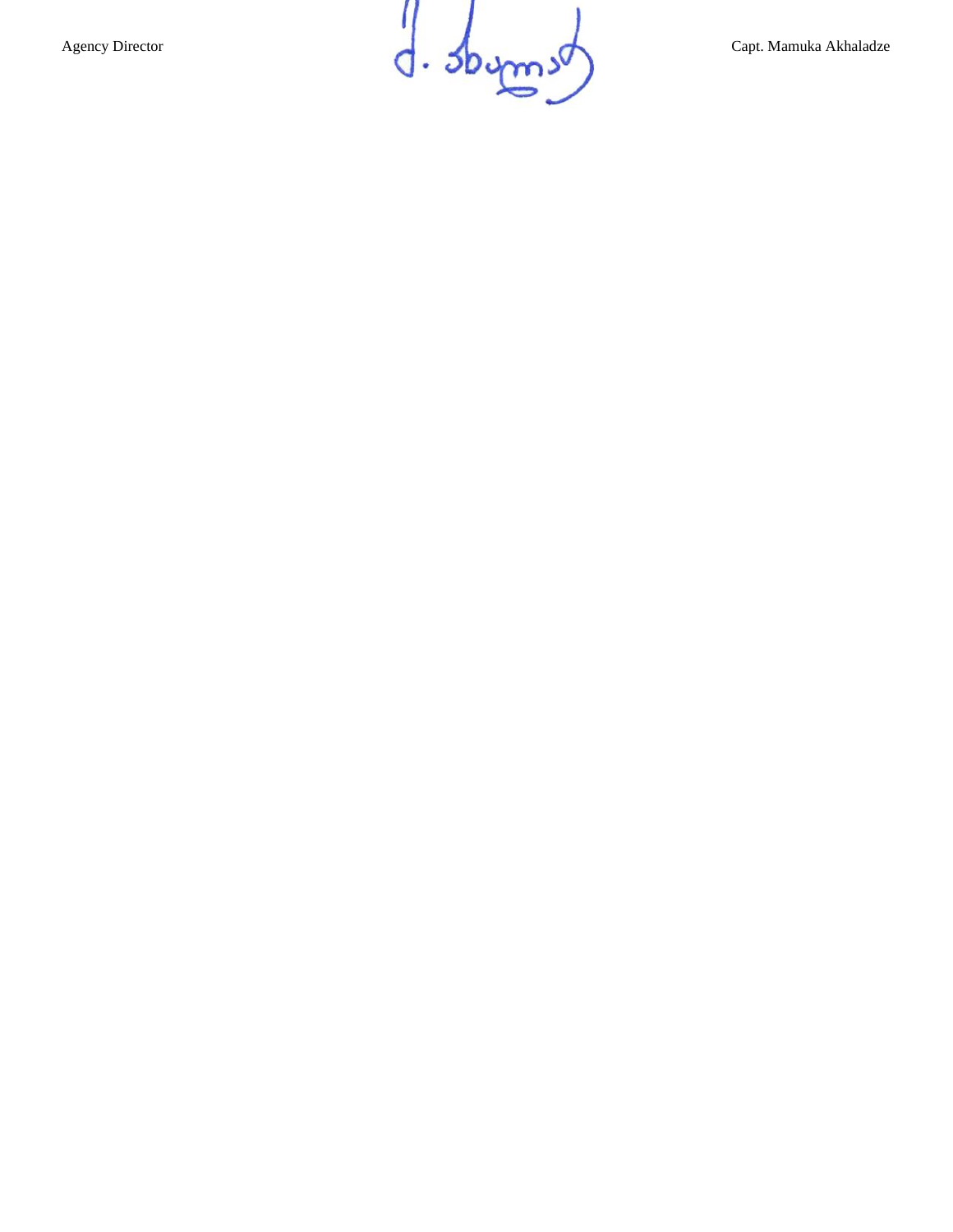Agency Director Capt. Mamuka Akhaladze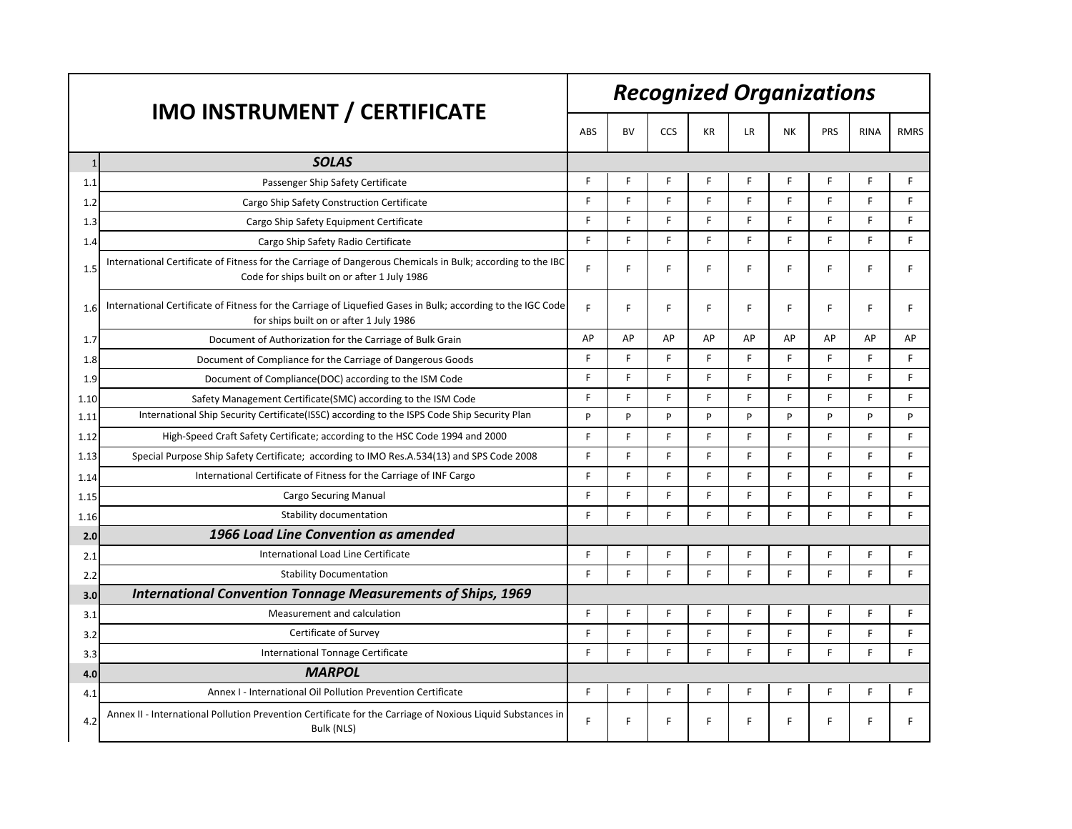| | IMO INSTRUMENT / CERTIFICATE | Recognized Organizations | | | | | | | | |
|---|---|---|---|---|---|---|---|---|---|---|
| | | ABS | BV | CCS | KR | LR | NK | PRS | RINA | RMRS |
| 1 | ***SOLAS*** | | | | | | | | | |
| 1.1 | Passenger Ship Safety Certificate | F | F | F | F | F | F | F | F | F |
| 1.2 | Cargo Ship Safety Construction Certificate | F | F | F | F | F | F | F | F | F |
| 1.3 | Cargo Ship Safety Equipment Certificate | F | F | F | F | F | F | F | F | F |
| 1.4 | Cargo Ship Safety Radio Certificate | F | F | F | F | F | F | F | F | F |
| 1.5 | International Certificate of Fitness for the Carriage of Dangerous Chemicals in Bulk; according to the IBC Code for ships built on or after 1 July 1986 | F | F | F | F | F | F | F | F | F |
| 1.6 | International Certificate of Fitness for the Carriage of Liquefied Gases in Bulk; according to the IGC Code for ships built on or after 1 July 1986 | F | F | F | F | F | F | F | F | F |
| 1.7 | Document of Authorization for the Carriage of Bulk Grain | AP | AP | AP | AP | AP | AP | AP | AP | AP |
| 1.8 | Document of Compliance for the Carriage of Dangerous Goods | F | F | F | F | F | F | F | F | F |
| 1.9 | Document of Compliance(DOC) according to the ISM Code | F | F | F | F | F | F | F | F | F |
| 1.10 | Safety Management Certificate(SMC) according to the ISM Code | F | F | F | F | F | F | F | F | F |
| 1.11 | International Ship Security Certificate(ISSC) according to the ISPS Code Ship Security Plan | P | P | P | P | P | P | P | P | P |
| 1.12 | High-Speed Craft Safety Certificate; according to the HSC Code 1994 and 2000 | F | F | F | F | F | F | F | F | F |
| 1.13 | Special Purpose Ship Safety Certificate; according to IMO Res.A.534(13) and SPS Code 2008 | F | F | F | F | F | F | F | F | F |
| 1.14 | International Certificate of Fitness for the Carriage of INF Cargo | F | F | F | F | F | F | F | F | F |
| 1.15 | Cargo Securing Manual | F | F | F | F | F | F | F | F | F |
| 1.16 | Stability documentation | F | F | F | F | F | F | F | F | F |
| **2.0** | ***1966 Load Line Convention as amended*** | | | | | | | | | |
| 2.1 | International Load Line Certificate | F | F | F | F | F | F | F | F | F |
| 2.2 | Stability Documentation | F | F | F | F | F | F | F | F | F |
| **3.0** | ***International Convention Tonnage Measurements of Ships, 1969*** | | | | | | | | | |
| 3.1 | Measurement and calculation | F | F | F | F | F | F | F | F | F |
| 3.2 | Certificate of Survey | F | F | F | F | F | F | F | F | F |
| 3.3 | International Tonnage Certificate | F | F | F | F | F | F | F | F | F |
| **4.0** | ***MARPOL*** | | | | | | | | | |
| 4.1 | Annex I - International Oil Pollution Prevention Certificate | F | F | F | F | F | F | F | F | F |
| 4.2 | Annex II - International Pollution Prevention Certificate for the Carriage of Noxious Liquid Substances in Bulk (NLS) | F | F | F | F | F | F | F | F | F |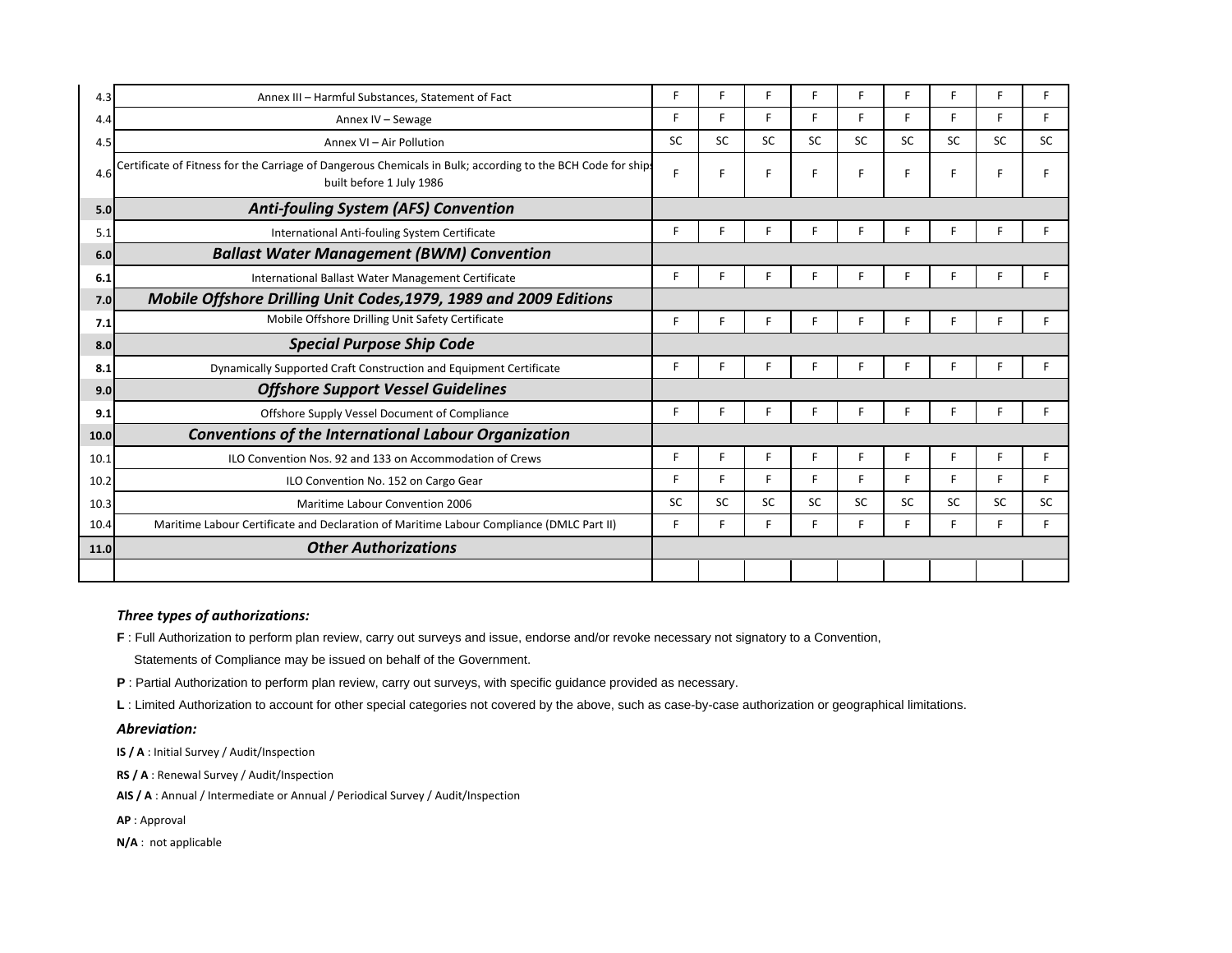| | | | | | | | | | | |
|---|---|---|---|---|---|---|---|---|---|---|
| 4.3 | Annex III – Harmful Substances, Statement of Fact | F | F | F | F | F | F | F | F | F |
| 4.4 | Annex IV – Sewage | F | F | F | F | F | F | F | F | F |
| 4.5 | Annex VI – Air Pollution | SC | SC | SC | SC | SC | SC | SC | SC | SC |
| 4.6 | Certificate of Fitness for the Carriage of Dangerous Chemicals in Bulk; according to the BCH Code for ships built before 1 July 1986 | F | F | F | F | F | F | F | F | F |
| **5.0** | ***Anti-fouling System (AFS) Convention*** | | | | | | | | | |
| 5.1 | International Anti-fouling System Certificate | F | F | F | F | F | F | F | F | F |
| **6.0** | ***Ballast Water Management (BWM) Convention*** | | | | | | | | | |
| **6.1** | International Ballast Water Management Certificate | F | F | F | F | F | F | F | F | F |
| **7.0** | ***Mobile Offshore Drilling Unit Codes,1979, 1989 and 2009 Editions*** | | | | | | | | | |
| **7.1** | Mobile Offshore Drilling Unit Safety Certificate | F | F | F | F | F | F | F | F | F |
| **8.0** | ***Special Purpose Ship Code*** | | | | | | | | | |
| **8.1** | Dynamically Supported Craft Construction and Equipment Certificate | F | F | F | F | F | F | F | F | F |
| **9.0** | ***Offshore Support Vessel Guidelines*** | | | | | | | | | |
| **9.1** | Offshore Supply Vessel Document of Compliance | F | F | F | F | F | F | F | F | F |
| **10.0** | ***Conventions of the International Labour Organization*** | | | | | | | | | |
| 10.1 | ILO Convention Nos. 92 and 133 on Accommodation of Crews | F | F | F | F | F | F | F | F | F |
| 10.2 | ILO Convention No. 152 on Cargo Gear | F | F | F | F | F | F | F | F | F |
| 10.3 | Maritime Labour Convention 2006 | SC | SC | SC | SC | SC | SC | SC | SC | SC |
| 10.4 | Maritime Labour Certificate and Declaration of Maritime Labour Compliance (DMLC Part II) | F | F | F | F | F | F | F | F | F |
| **11.0** | ***Other Authorizations*** | | | | | | | | | |
| | | | | | | | | | | |

***Three types of authorizations:***

**F** : Full Authorization to perform plan review, carry out surveys and issue, endorse and/or revoke necessary not signatory to a Convention, Statements of Compliance may be issued on behalf of the Government.

**P** : Partial Authorization to perform plan review, carry out surveys, with specific guidance provided as necessary.

**L** : Limited Authorization to account for other special categories not covered by the above, such as case-by-case authorization or geographical limitations.

***Abreviation:***

**IS / A** : Initial Survey / Audit/Inspection

**RS / A** : Renewal Survey / Audit/Inspection

**AIS / A** : Annual / Intermediate or Annual / Periodical Survey / Audit/Inspection

**AP** : Approval

**N/A** : not applicable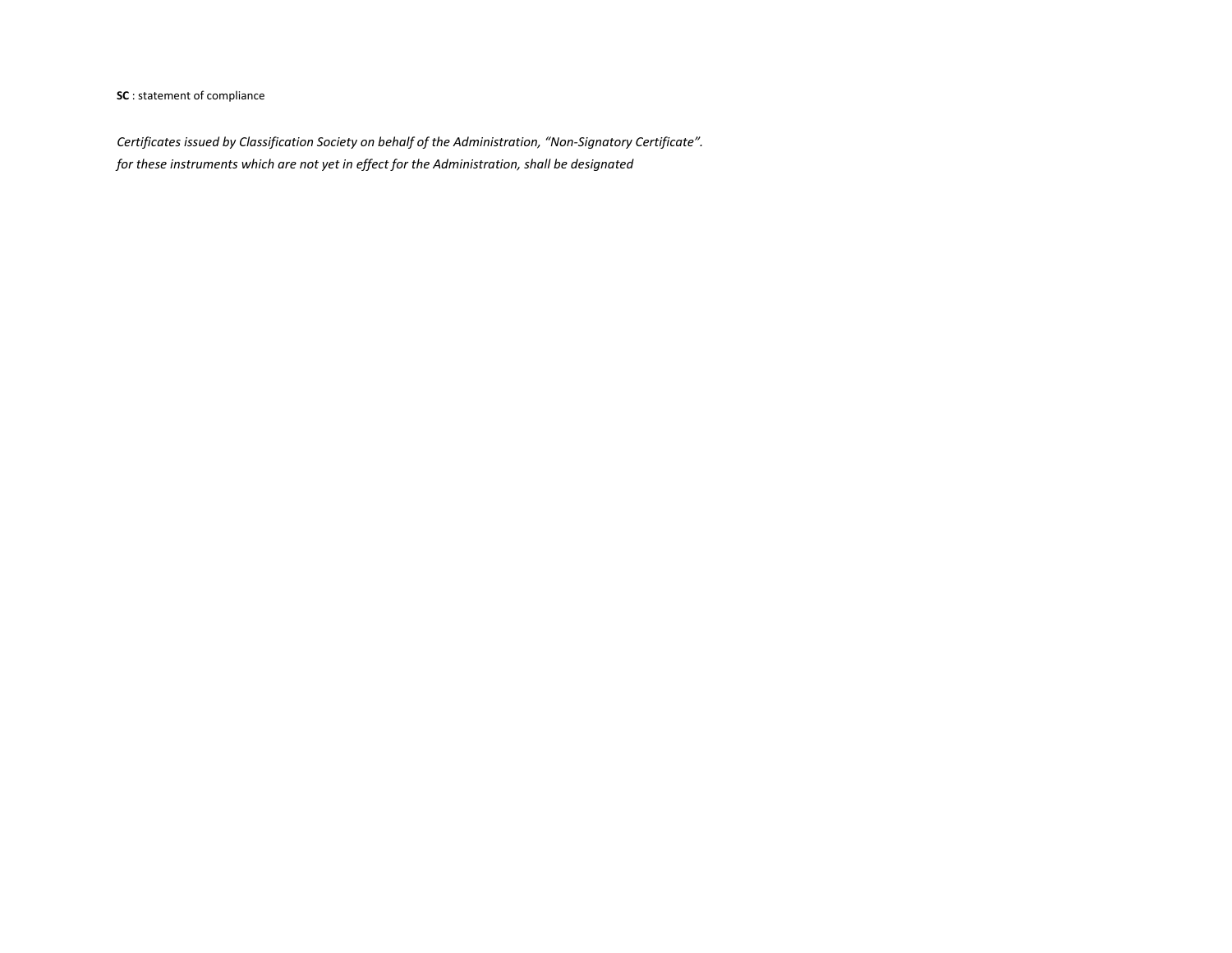**SC** : statement of compliance

*Certificates issued by Classification Society on behalf of the Administration, "Non-Signatory Certificate".*
*for these instruments which are not yet in effect for the Administration, shall be designated*